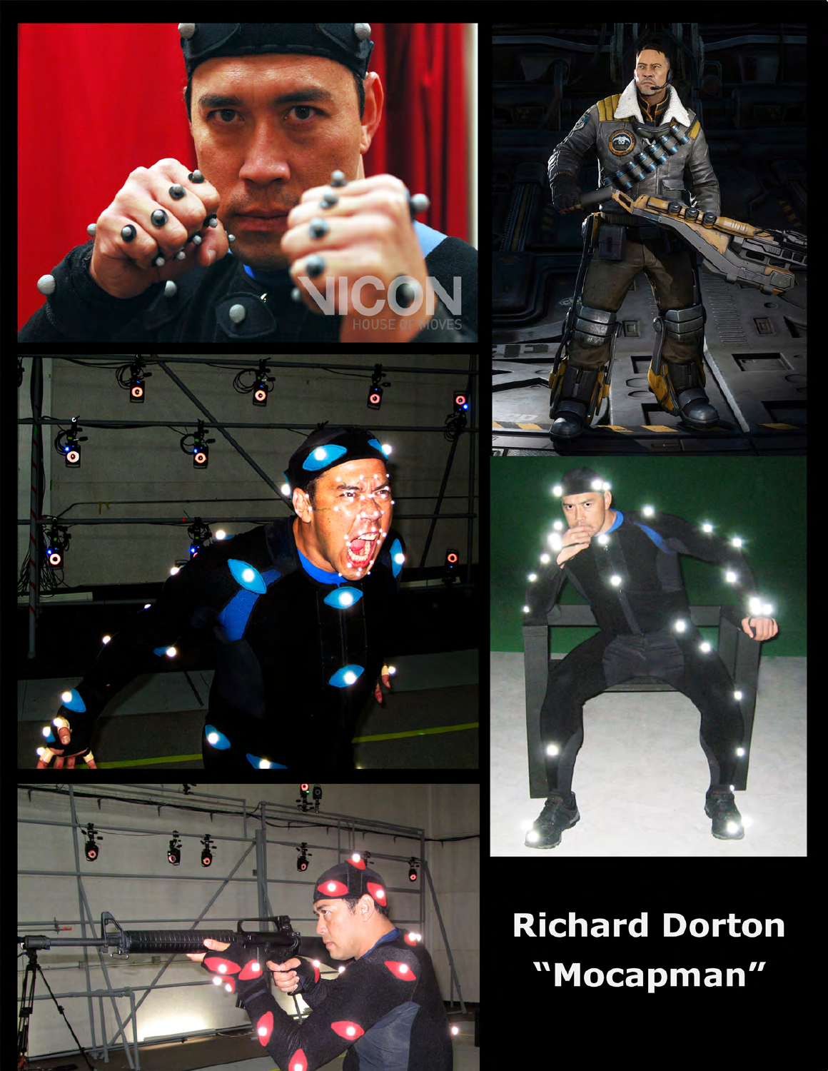**Richard Dorton**
**"Mocapman"**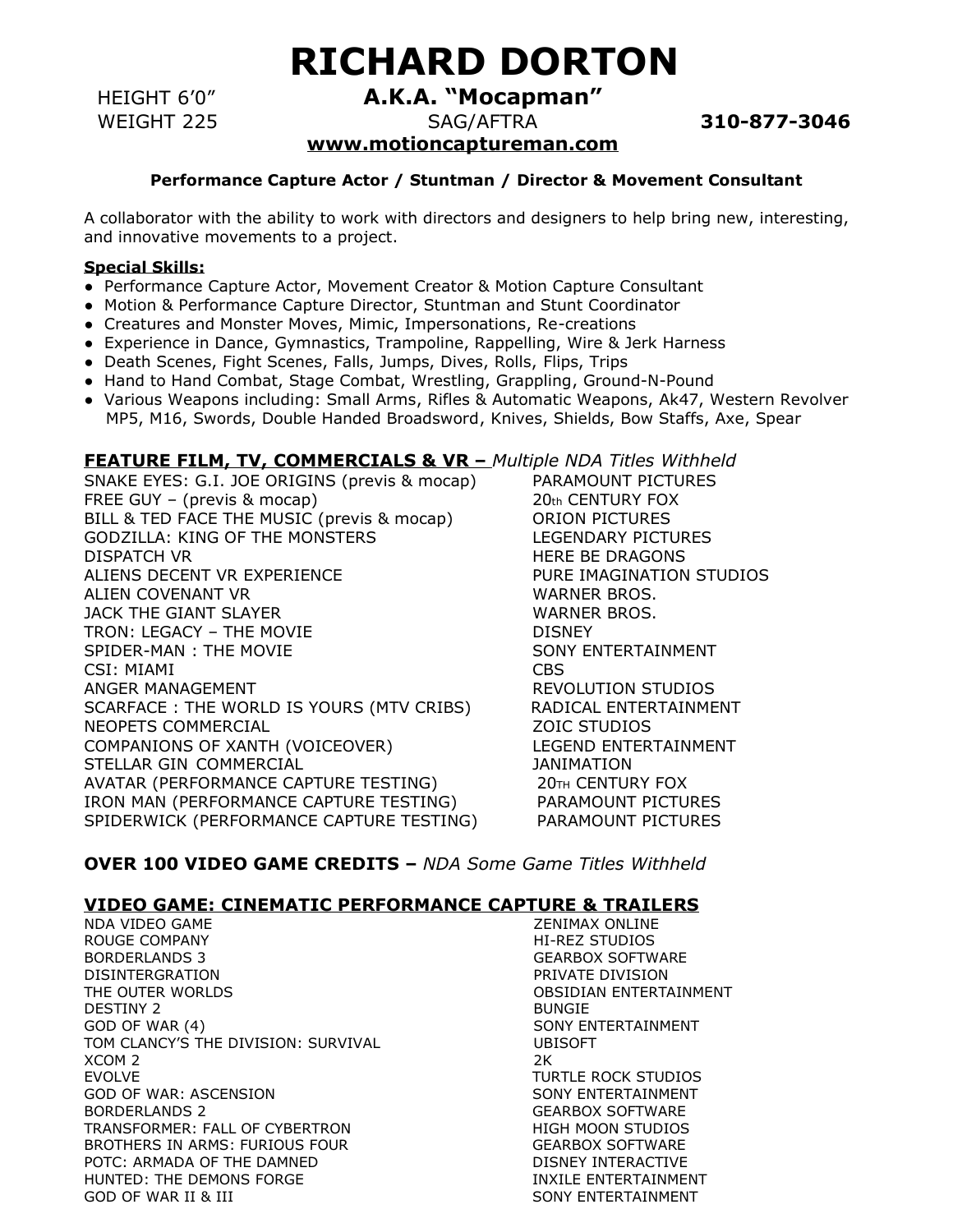# RICHARD DORTON

HEIGHT 6'0" **A.K.A. "Mocapman"**
WEIGHT 225 SAG/AFTRA **310-877-3046**
**www.motioncaptureman.com**

**Performance Capture Actor / Stuntman / Director & Movement Consultant**

A collaborator with the ability to work with directors and designers to help bring new, interesting, and innovative movements to a project.

**Special Skills:**

- Performance Capture Actor, Movement Creator & Motion Capture Consultant
- Motion & Performance Capture Director, Stuntman and Stunt Coordinator
- Creatures and Monster Moves, Mimic, Impersonations, Re-creations
- Experience in Dance, Gymnastics, Trampoline, Rappelling, Wire & Jerk Harness
- Death Scenes, Fight Scenes, Falls, Jumps, Dives, Rolls, Flips, Trips
- Hand to Hand Combat, Stage Combat, Wrestling, Grappling, Ground-N-Pound
- Various Weapons including: Small Arms, Rifles & Automatic Weapons, Ak47, Western Revolver MP5, M16, Swords, Double Handed Broadsword, Knives, Shields, Bow Staffs, Axe, Spear

## FEATURE FILM, TV, COMMERCIALS & VR – *Multiple NDA Titles Withheld*

| | |
|---|---|
| SNAKE EYES: G.I. JOE ORIGINS (previs & mocap) | PARAMOUNT PICTURES |
| FREE GUY – (previs & mocap) | 20th CENTURY FOX |
| BILL & TED FACE THE MUSIC (previs & mocap) | ORION PICTURES |
| GODZILLA: KING OF THE MONSTERS | LEGENDARY PICTURES |
| DISPATCH VR | HERE BE DRAGONS |
| ALIENS DECENT VR EXPERIENCE | PURE IMAGINATION STUDIOS |
| ALIEN COVENANT VR | WARNER BROS. |
| JACK THE GIANT SLAYER | WARNER BROS. |
| TRON: LEGACY – THE MOVIE | DISNEY |
| SPIDER-MAN : THE MOVIE | SONY ENTERTAINMENT |
| CSI: MIAMI | CBS |
| ANGER MANAGEMENT | REVOLUTION STUDIOS |
| SCARFACE : THE WORLD IS YOURS (MTV CRIBS) | RADICAL ENTERTAINMENT |
| NEOPETS COMMERCIAL | ZOIC STUDIOS |
| COMPANIONS OF XANTH (VOICEOVER) | LEGEND ENTERTAINMENT |
| STELLAR GIN COMMERCIAL | JANIMATION |
| AVATAR (PERFORMANCE CAPTURE TESTING) | 20TH CENTURY FOX |
| IRON MAN (PERFORMANCE CAPTURE TESTING) | PARAMOUNT PICTURES |
| SPIDERWICK (PERFORMANCE CAPTURE TESTING) | PARAMOUNT PICTURES |

## OVER 100 VIDEO GAME CREDITS – *NDA Some Game Titles Withheld*

## VIDEO GAME: CINEMATIC PERFORMANCE CAPTURE & TRAILERS

| | |
|---|---|
| NDA VIDEO GAME | ZENIMAX ONLINE |
| ROUGE COMPANY | HI-REZ STUDIOS |
| BORDERLANDS 3 | GEARBOX SOFTWARE |
| DISINTERGRATION | PRIVATE DIVISION |
| THE OUTER WORLDS | OBSIDIAN ENTERTAINMENT |
| DESTINY 2 | BUNGIE |
| GOD OF WAR (4) | SONY ENTERTAINMENT |
| TOM CLANCY'S THE DIVISION: SURVIVAL | UBISOFT |
| XCOM 2 | 2K |
| EVOLVE | TURTLE ROCK STUDIOS |
| GOD OF WAR: ASCENSION | SONY ENTERTAINMENT |
| BORDERLANDS 2 | GEARBOX SOFTWARE |
| TRANSFORMER: FALL OF CYBERTRON | HIGH MOON STUDIOS |
| BROTHERS IN ARMS: FURIOUS FOUR | GEARBOX SOFTWARE |
| POTC: ARMADA OF THE DAMNED | DISNEY INTERACTIVE |
| HUNTED: THE DEMONS FORGE | INXILE ENTERTAINMENT |
| GOD OF WAR II & III | SONY ENTERTAINMENT |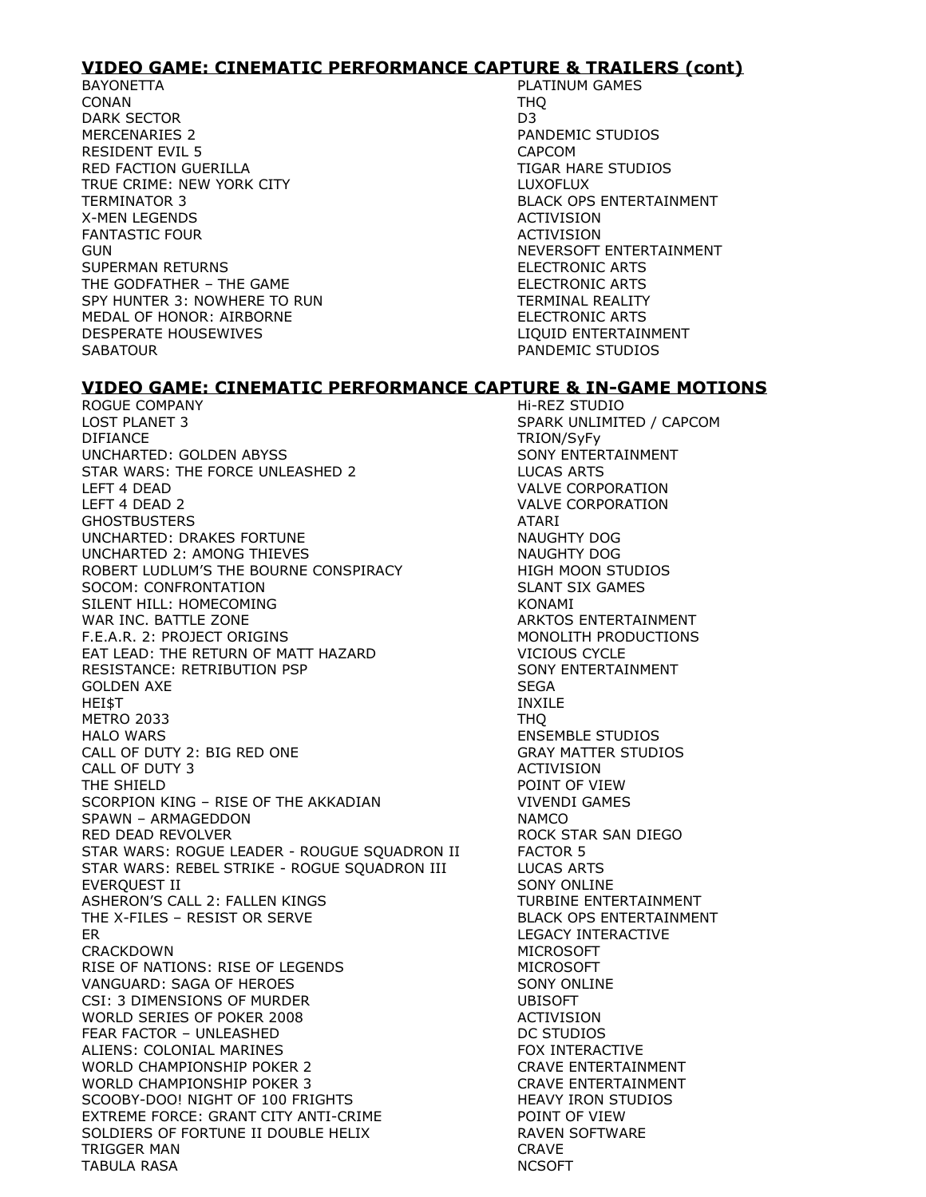## VIDEO GAME: CINEMATIC PERFORMANCE CAPTURE & TRAILERS (cont)

| | |
|---|---|
| BAYONETTA | PLATINUM GAMES |
| CONAN | THQ |
| DARK SECTOR | D3 |
| MERCENARIES 2 | PANDEMIC STUDIOS |
| RESIDENT EVIL 5 | CAPCOM |
| RED FACTION GUERILLA | TIGAR HARE STUDIOS |
| TRUE CRIME: NEW YORK CITY | LUXOFLUX |
| TERMINATOR 3 | BLACK OPS ENTERTAINMENT |
| X-MEN LEGENDS | ACTIVISION |
| FANTASTIC FOUR | ACTIVISION |
| GUN | NEVERSOFT ENTERTAINMENT |
| SUPERMAN RETURNS | ELECTRONIC ARTS |
| THE GODFATHER – THE GAME | ELECTRONIC ARTS |
| SPY HUNTER 3: NOWHERE TO RUN | TERMINAL REALITY |
| MEDAL OF HONOR: AIRBORNE | ELECTRONIC ARTS |
| DESPERATE HOUSEWIVES | LIQUID ENTERTAINMENT |
| SABATOUR | PANDEMIC STUDIOS |

## VIDEO GAME: CINEMATIC PERFORMANCE CAPTURE & IN-GAME MOTIONS

| | |
|---|---|
| ROGUE COMPANY | Hi-REZ STUDIO |
| LOST PLANET 3 | SPARK UNLIMITED / CAPCOM |
| DIFIANCE | TRION/SyFy |
| UNCHARTED: GOLDEN ABYSS | SONY ENTERTAINMENT |
| STAR WARS: THE FORCE UNLEASHED 2 | LUCAS ARTS |
| LEFT 4 DEAD | VALVE CORPORATION |
| LEFT 4 DEAD 2 | VALVE CORPORATION |
| GHOSTBUSTERS | ATARI |
| UNCHARTED: DRAKES FORTUNE | NAUGHTY DOG |
| UNCHARTED 2: AMONG THIEVES | NAUGHTY DOG |
| ROBERT LUDLUM'S THE BOURNE CONSPIRACY | HIGH MOON STUDIOS |
| SOCOM: CONFRONTATION | SLANT SIX GAMES |
| SILENT HILL: HOMECOMING | KONAMI |
| WAR INC. BATTLE ZONE | ARKTOS ENTERTAINMENT |
| F.E.A.R. 2: PROJECT ORIGINS | MONOLITH PRODUCTIONS |
| EAT LEAD: THE RETURN OF MATT HAZARD | VICIOUS CYCLE |
| RESISTANCE: RETRIBUTION PSP | SONY ENTERTAINMENT |
| GOLDEN AXE | SEGA |
| HEI$T | INXILE |
| METRO 2033 | THQ |
| HALO WARS | ENSEMBLE STUDIOS |
| CALL OF DUTY 2: BIG RED ONE | GRAY MATTER STUDIOS |
| CALL OF DUTY 3 | ACTIVISION |
| THE SHIELD | POINT OF VIEW |
| SCORPION KING – RISE OF THE AKKADIAN | VIVENDI GAMES |
| SPAWN – ARMAGEDDON | NAMCO |
| RED DEAD REVOLVER | ROCK STAR SAN DIEGO |
| STAR WARS: ROGUE LEADER - ROUGUE SQUADRON II | FACTOR 5 |
| STAR WARS: REBEL STRIKE - ROGUE SQUADRON III | LUCAS ARTS |
| EVERQUEST II | SONY ONLINE |
| ASHERON'S CALL 2: FALLEN KINGS | TURBINE ENTERTAINMENT |
| THE X-FILES – RESIST OR SERVE | BLACK OPS ENTERTAINMENT |
| ER | LEGACY INTERACTIVE |
| CRACKDOWN | MICROSOFT |
| RISE OF NATIONS: RISE OF LEGENDS | MICROSOFT |
| VANGUARD: SAGA OF HEROES | SONY ONLINE |
| CSI: 3 DIMENSIONS OF MURDER | UBISOFT |
| WORLD SERIES OF POKER 2008 | ACTIVISION |
| FEAR FACTOR – UNLEASHED | DC STUDIOS |
| ALIENS: COLONIAL MARINES | FOX INTERACTIVE |
| WORLD CHAMPIONSHIP POKER 2 | CRAVE ENTERTAINMENT |
| WORLD CHAMPIONSHIP POKER 3 | CRAVE ENTERTAINMENT |
| SCOOBY-DOO! NIGHT OF 100 FRIGHTS | HEAVY IRON STUDIOS |
| EXTREME FORCE: GRANT CITY ANTI-CRIME | POINT OF VIEW |
| SOLDIERS OF FORTUNE II DOUBLE HELIX | RAVEN SOFTWARE |
| TRIGGER MAN | CRAVE |
| TABULA RASA | NCSOFT |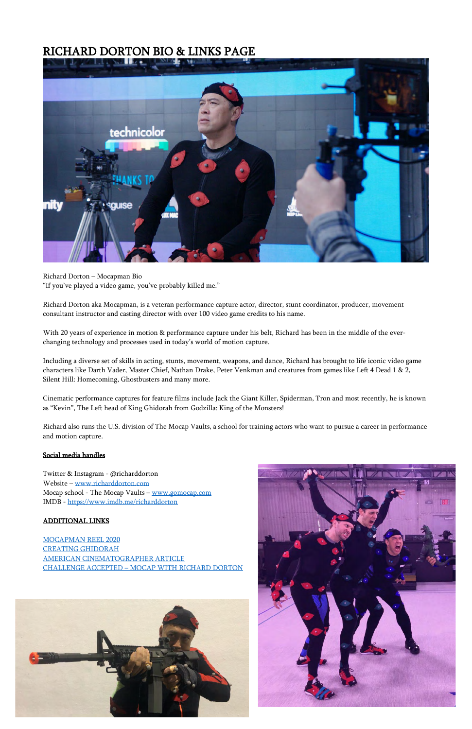# RICHARD DORTON BIO & LINKS PAGE

Richard Dorton – Mocapman Bio
"If you've played a video game, you've probably killed me."

Richard Dorton aka Mocapman, is a veteran performance capture actor, director, stunt coordinator, producer, movement consultant instructor and casting director with over 100 video game credits to his name.

With 20 years of experience in motion & performance capture under his belt, Richard has been in the middle of the ever-changing technology and processes used in today's world of motion capture.

Including a diverse set of skills in acting, stunts, movement, weapons, and dance, Richard has brought to life iconic video game characters like Darth Vader, Master Chief, Nathan Drake, Peter Venkman and creatures from games like Left 4 Dead 1 & 2, Silent Hill: Homecoming, Ghostbusters and many more.

Cinematic performance captures for feature films include Jack the Giant Killer, Spiderman, Tron and most recently, he is known as "Kevin", The Left head of King Ghidorah from Godzilla: King of the Monsters!

Richard also runs the U.S. division of The Mocap Vaults, a school for training actors who want to pursue a career in performance and motion capture.

**Social media handles**

Twitter & Instagram - @richarddorton
Website – www.richarddorton.com
Mocap school - The Mocap Vaults – www.gomocap.com
IMDB - https://www.imdb.me/richarddorton

**ADDITIONAL LINKS**

MOCAPMAN REEL 2020
CREATING GHIDORAH
AMERICAN CINEMATOGRAPHER ARTICLE
CHALLENGE ACCEPTED – MOCAP WITH RICHARD DORTON